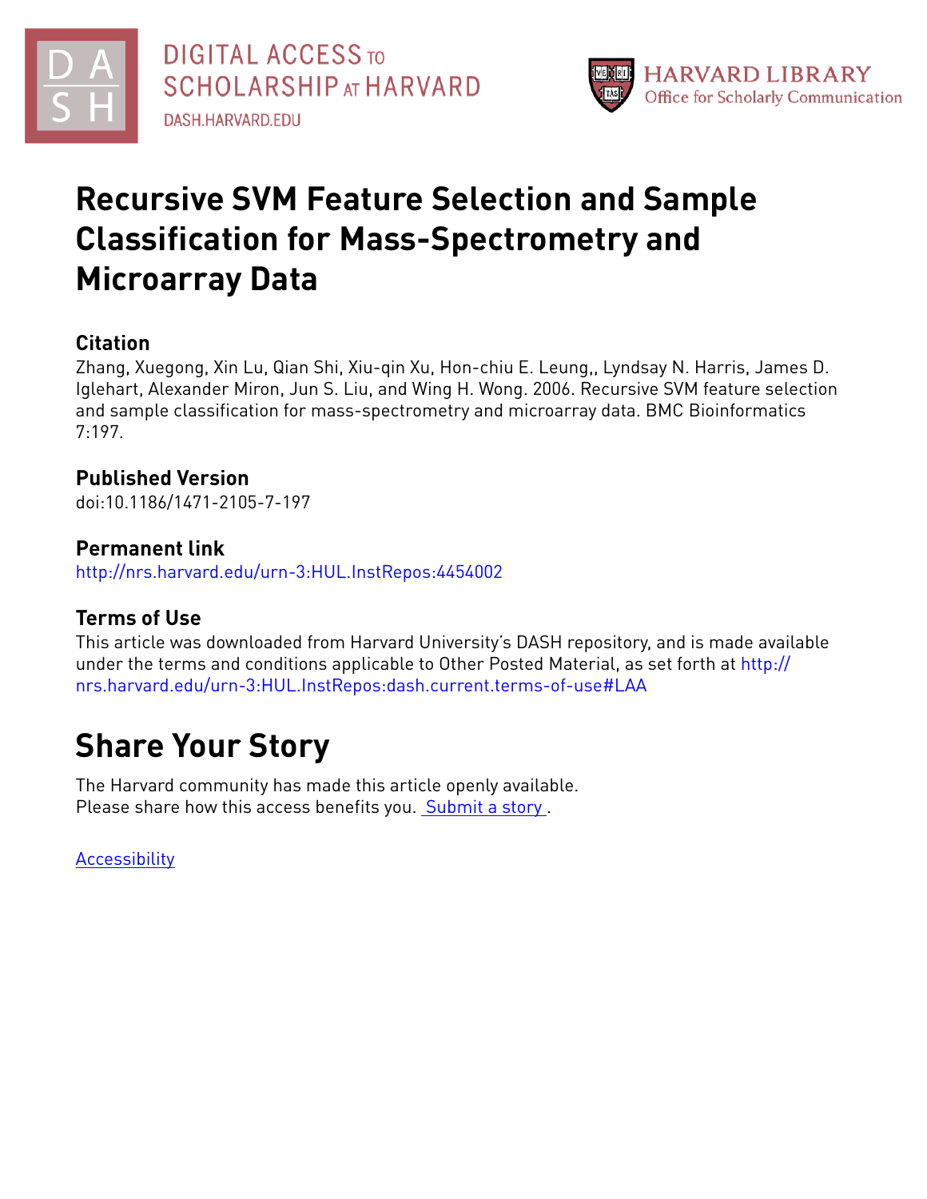DIGITAL ACCESS TO SCHOLARSHIP AT HARVARD

DASH.HARVARD.EDU

HARVARD LIBRARY
Office for Scholarly Communication

# Recursive SVM Feature Selection and Sample Classification for Mass-Spectrometry and Microarray Data

## Citation

Zhang, Xuegong, Xin Lu, Qian Shi, Xiu-qin Xu, Hon-chiu E. Leung,, Lyndsay N. Harris, James D. Iglehart, Alexander Miron, Jun S. Liu, and Wing H. Wong. 2006. Recursive SVM feature selection and sample classification for mass-spectrometry and microarray data. BMC Bioinformatics 7:197.

## Published Version

doi:10.1186/1471-2105-7-197

## Permanent link

http://nrs.harvard.edu/urn-3:HUL.InstRepos:4454002

## Terms of Use

This article was downloaded from Harvard University's DASH repository, and is made available under the terms and conditions applicable to Other Posted Material, as set forth at http://nrs.harvard.edu/urn-3:HUL.InstRepos:dash.current.terms-of-use#LAA

# Share Your Story

The Harvard community has made this article openly available.
Please share how this access benefits you. Submit a story .

Accessibility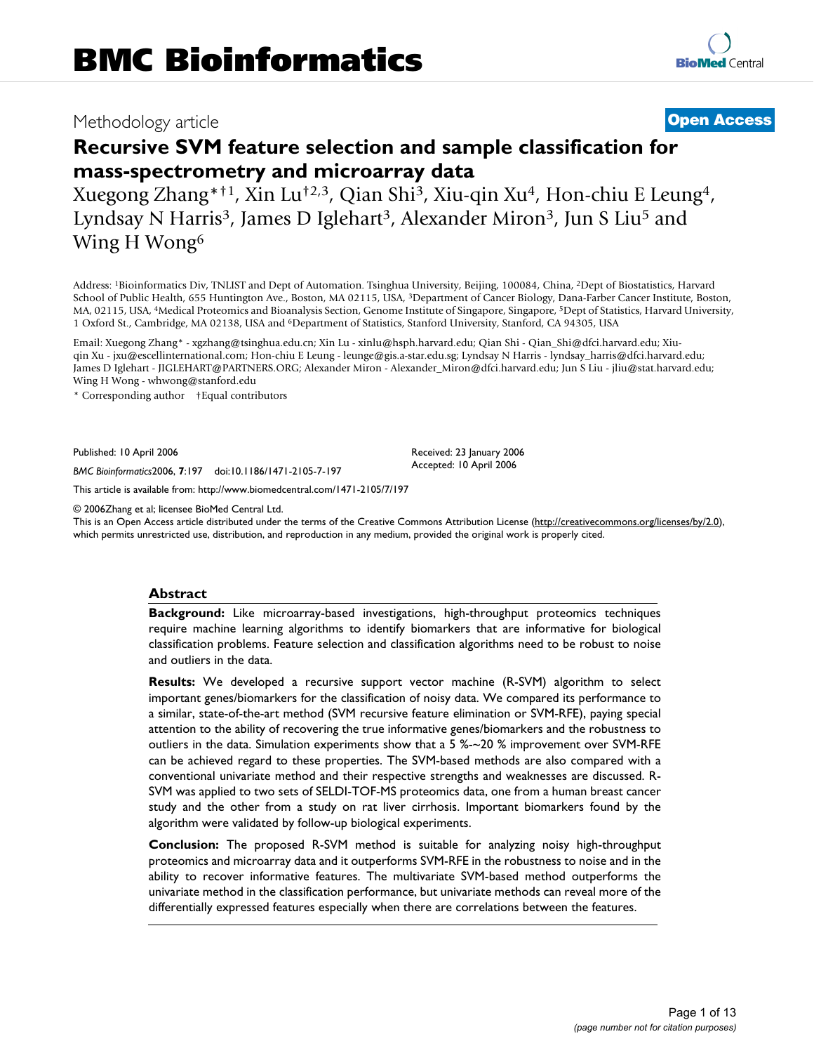# BMC Bioinformatics

Methodology article

**Open Access**

# Recursive SVM feature selection and sample classification for mass-spectrometry and microarray data

Xuegong Zhang*†[1], Xin Lu†[2,3], Qian Shi[3], Xiu-qin Xu[4], Hon-chiu E Leung[4], Lyndsay N Harris[3], James D Iglehart[3], Alexander Miron[3], Jun S Liu[5] and Wing H Wong[6]

Address: [1]Bioinformatics Div, TNLIST and Dept of Automation. Tsinghua University, Beijing, 100084, China, [2]Dept of Biostatistics, Harvard School of Public Health, 655 Huntington Ave., Boston, MA 02115, USA, [3]Department of Cancer Biology, Dana-Farber Cancer Institute, Boston, MA, 02115, USA, [4]Medical Proteomics and Bioanalysis Section, Genome Institute of Singapore, Singapore, [5]Dept of Statistics, Harvard University, 1 Oxford St., Cambridge, MA 02138, USA and [6]Department of Statistics, Stanford University, Stanford, CA 94305, USA

Email: Xuegong Zhang* - xgzhang@tsinghua.edu.cn; Xin Lu - xinlu@hsph.harvard.edu; Qian Shi - Qian_Shi@dfci.harvard.edu; Xiu-qin Xu - jxu@escellinternational.com; Hon-chiu E Leung - leunge@gis.a-star.edu.sg; Lyndsay N Harris - lyndsay_harris@dfci.harvard.edu; James D Iglehart - JIGLEHART@PARTNERS.ORG; Alexander Miron - Alexander_Miron@dfci.harvard.edu; Jun S Liu - jliu@stat.harvard.edu; Wing H Wong - whwong@stanford.edu

\* Corresponding author    †Equal contributors

Published: 10 April 2006

*BMC Bioinformatics*2006, **7**:197    doi:10.1186/1471-2105-7-197

Received: 23 January 2006
Accepted: 10 April 2006

This article is available from: http://www.biomedcentral.com/1471-2105/7/197

© 2006Zhang et al; licensee BioMed Central Ltd.
This is an Open Access article distributed under the terms of the Creative Commons Attribution License (http://creativecommons.org/licenses/by/2.0), which permits unrestricted use, distribution, and reproduction in any medium, provided the original work is properly cited.

## Abstract

**Background:** Like microarray-based investigations, high-throughput proteomics techniques require machine learning algorithms to identify biomarkers that are informative for biological classification problems. Feature selection and classification algorithms need to be robust to noise and outliers in the data.

**Results:** We developed a recursive support vector machine (R-SVM) algorithm to select important genes/biomarkers for the classification of noisy data. We compared its performance to a similar, state-of-the-art method (SVM recursive feature elimination or SVM-RFE), paying special attention to the ability of recovering the true informative genes/biomarkers and the robustness to outliers in the data. Simulation experiments show that a 5 %-~20 % improvement over SVM-RFE can be achieved regard to these properties. The SVM-based methods are also compared with a conventional univariate method and their respective strengths and weaknesses are discussed. R-SVM was applied to two sets of SELDI-TOF-MS proteomics data, one from a human breast cancer study and the other from a study on rat liver cirrhosis. Important biomarkers found by the algorithm were validated by follow-up biological experiments.

**Conclusion:** The proposed R-SVM method is suitable for analyzing noisy high-throughput proteomics and microarray data and it outperforms SVM-RFE in the robustness to noise and in the ability to recover informative features. The multivariate SVM-based method outperforms the univariate method in the classification performance, but univariate methods can reveal more of the differentially expressed features especially when there are correlations between the features.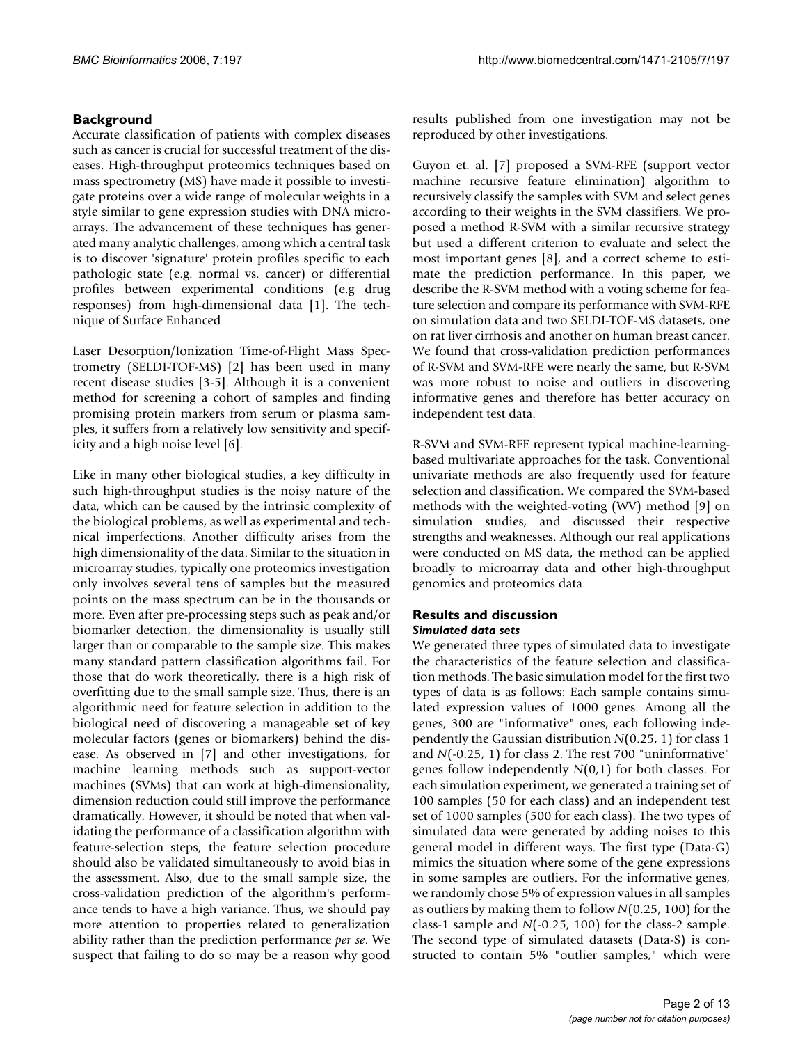## Background

Accurate classification of patients with complex diseases such as cancer is crucial for successful treatment of the diseases. High-throughput proteomics techniques based on mass spectrometry (MS) have made it possible to investigate proteins over a wide range of molecular weights in a style similar to gene expression studies with DNA microarrays. The advancement of these techniques has generated many analytic challenges, among which a central task is to discover 'signature' protein profiles specific to each pathologic state (e.g. normal vs. cancer) or differential profiles between experimental conditions (e.g drug responses) from high-dimensional data [1]. The technique of Surface Enhanced

Laser Desorption/Ionization Time-of-Flight Mass Spectrometry (SELDI-TOF-MS) [2] has been used in many recent disease studies [3-5]. Although it is a convenient method for screening a cohort of samples and finding promising protein markers from serum or plasma samples, it suffers from a relatively low sensitivity and specificity and a high noise level [6].

Like in many other biological studies, a key difficulty in such high-throughput studies is the noisy nature of the data, which can be caused by the intrinsic complexity of the biological problems, as well as experimental and technical imperfections. Another difficulty arises from the high dimensionality of the data. Similar to the situation in microarray studies, typically one proteomics investigation only involves several tens of samples but the measured points on the mass spectrum can be in the thousands or more. Even after pre-processing steps such as peak and/or biomarker detection, the dimensionality is usually still larger than or comparable to the sample size. This makes many standard pattern classification algorithms fail. For those that do work theoretically, there is a high risk of overfitting due to the small sample size. Thus, there is an algorithmic need for feature selection in addition to the biological need of discovering a manageable set of key molecular factors (genes or biomarkers) behind the disease. As observed in [7] and other investigations, for machine learning methods such as support-vector machines (SVMs) that can work at high-dimensionality, dimension reduction could still improve the performance dramatically. However, it should be noted that when validating the performance of a classification algorithm with feature-selection steps, the feature selection procedure should also be validated simultaneously to avoid bias in the assessment. Also, due to the small sample size, the cross-validation prediction of the algorithm's performance tends to have a high variance. Thus, we should pay more attention to properties related to generalization ability rather than the prediction performance *per se*. We suspect that failing to do so may be a reason why good results published from one investigation may not be reproduced by other investigations.

Guyon et. al. [7] proposed a SVM-RFE (support vector machine recursive feature elimination) algorithm to recursively classify the samples with SVM and select genes according to their weights in the SVM classifiers. We proposed a method R-SVM with a similar recursive strategy but used a different criterion to evaluate and select the most important genes [8], and a correct scheme to estimate the prediction performance. In this paper, we describe the R-SVM method with a voting scheme for feature selection and compare its performance with SVM-RFE on simulation data and two SELDI-TOF-MS datasets, one on rat liver cirrhosis and another on human breast cancer. We found that cross-validation prediction performances of R-SVM and SVM-RFE were nearly the same, but R-SVM was more robust to noise and outliers in discovering informative genes and therefore has better accuracy on independent test data.

R-SVM and SVM-RFE represent typical machine-learning-based multivariate approaches for the task. Conventional univariate methods are also frequently used for feature selection and classification. We compared the SVM-based methods with the weighted-voting (WV) method [9] on simulation studies, and discussed their respective strengths and weaknesses. Although our real applications were conducted on MS data, the method can be applied broadly to microarray data and other high-throughput genomics and proteomics data.

## Results and discussion

### *Simulated data sets*

We generated three types of simulated data to investigate the characteristics of the feature selection and classification methods. The basic simulation model for the first two types of data is as follows: Each sample contains simulated expression values of 1000 genes. Among all the genes, 300 are "informative" ones, each following independently the Gaussian distribution $N(0.25, 1)$ for class 1 and $N(-0.25, 1)$ for class 2. The rest 700 "uninformative" genes follow independently $N(0,1)$ for both classes. For each simulation experiment, we generated a training set of 100 samples (50 for each class) and an independent test set of 1000 samples (500 for each class). The two types of simulated data were generated by adding noises to this general model in different ways. The first type (Data-G) mimics the situation where some of the gene expressions in some samples are outliers. For the informative genes, we randomly chose 5% of expression values in all samples as outliers by making them to follow $N(0.25, 100)$ for the class-1 sample and $N(-0.25, 100)$ for the class-2 sample. The second type of simulated datasets (Data-S) is constructed to contain 5% "outlier samples," which were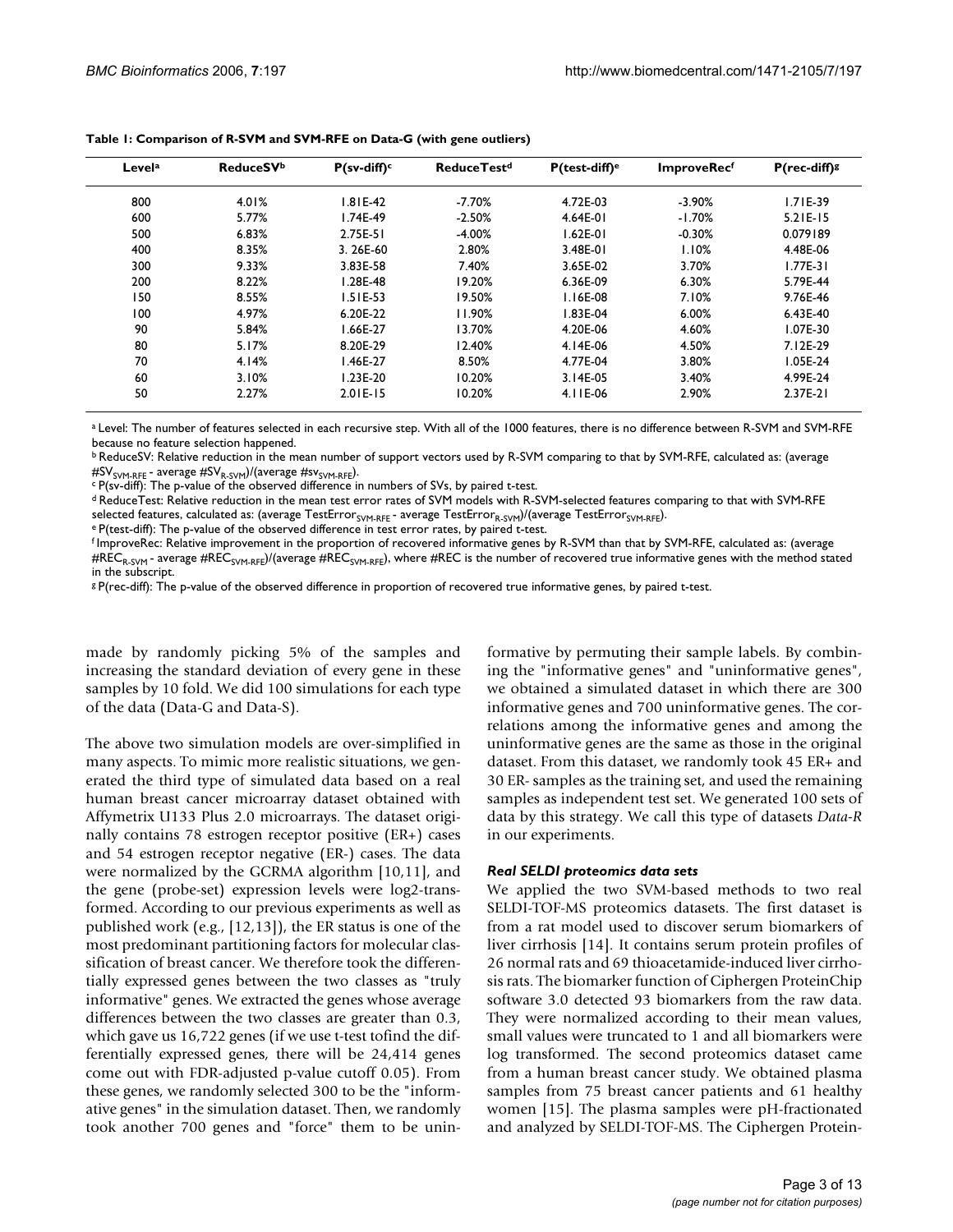**Table 1: Comparison of R-SVM and SVM-RFE on Data-G (with gene outliers)**

| Level[a] | ReduceSV[b] | P(sv-diff)[c] | ReduceTest[d] | P(test-diff)[e] | ImproveRec[f] | P(rec-diff)[g] |
|---|---|---|---|---|---|---|
| 800 | 4.01% | 1.81E-42 | -7.70% | 4.72E-03 | -3.90% | 1.71E-39 |
| 600 | 5.77% | 1.74E-49 | -2.50% | 4.64E-01 | -1.70% | 5.21E-15 |
| 500 | 6.83% | 2.75E-51 | -4.00% | 1.62E-01 | -0.30% | 0.079189 |
| 400 | 8.35% | 3. 26E-60 | 2.80% | 3.48E-01 | 1.10% | 4.48E-06 |
| 300 | 9.33% | 3.83E-58 | 7.40% | 3.65E-02 | 3.70% | 1.77E-31 |
| 200 | 8.22% | 1.28E-48 | 19.20% | 6.36E-09 | 6.30% | 5.79E-44 |
| 150 | 8.55% | 1.51E-53 | 19.50% | 1.16E-08 | 7.10% | 9.76E-46 |
| 100 | 4.97% | 6.20E-22 | 11.90% | 1.83E-04 | 6.00% | 6.43E-40 |
| 90 | 5.84% | 1.66E-27 | 13.70% | 4.20E-06 | 4.60% | 1.07E-30 |
| 80 | 5.17% | 8.20E-29 | 12.40% | 4.14E-06 | 4.50% | 7.12E-29 |
| 70 | 4.14% | 1.46E-27 | 8.50% | 4.77E-04 | 3.80% | 1.05E-24 |
| 60 | 3.10% | 1.23E-20 | 10.20% | 3.14E-05 | 3.40% | 4.99E-24 |
| 50 | 2.27% | 2.01E-15 | 10.20% | 4.11E-06 | 2.90% | 2.37E-21 |

[a] Level: The number of features selected in each recursive step. With all of the 1000 features, there is no difference between R-SVM and SVM-RFE because no feature selection happened.

[b] ReduceSV: Relative reduction in the mean number of support vectors used by R-SVM comparing to that by SVM-RFE, calculated as: (average $\#SV_{SVM\text{-}RFE}$ - average $\#SV_{R\text{-}SVM}$)/(average $\#sv_{SVM\text{-}RFE}$).

[c] P(sv-diff): The p-value of the observed difference in numbers of SVs, by paired t-test.

[d] ReduceTest: Relative reduction in the mean test error rates of SVM models with R-SVM-selected features comparing to that with SVM-RFE selected features, calculated as: (average $TestError_{SVM\text{-}RFE}$ - average $TestError_{R\text{-}SVM}$)/(average $TestError_{SVM\text{-}RFE}$).

[e] P(test-diff): The p-value of the observed difference in test error rates, by paired t-test.

[f] ImproveRec: Relative improvement in the proportion of recovered informative genes by R-SVM than that by SVM-RFE, calculated as: (average $\#REC_{R\text{-}SVM}$ - average $\#REC_{SVM\text{-}RFE}$)/(average $\#REC_{SVM\text{-}RFE}$), where #REC is the number of recovered true informative genes with the method stated in the subscript.

[g] P(rec-diff): The p-value of the observed difference in proportion of recovered true informative genes, by paired t-test.

made by randomly picking 5% of the samples and increasing the standard deviation of every gene in these samples by 10 fold. We did 100 simulations for each type of the data (Data-G and Data-S).

The above two simulation models are over-simplified in many aspects. To mimic more realistic situations, we generated the third type of simulated data based on a real human breast cancer microarray dataset obtained with Affymetrix U133 Plus 2.0 microarrays. The dataset originally contains 78 estrogen receptor positive (ER+) cases and 54 estrogen receptor negative (ER-) cases. The data were normalized by the GCRMA algorithm [10,11], and the gene (probe-set) expression levels were log2-transformed. According to our previous experiments as well as published work (e.g., [12,13]), the ER status is one of the most predominant partitioning factors for molecular classification of breast cancer. We therefore took the differentially expressed genes between the two classes as "truly informative" genes. We extracted the genes whose average differences between the two classes are greater than 0.3, which gave us 16,722 genes (if we use t-test tofind the differentially expressed genes, there will be 24,414 genes come out with FDR-adjusted p-value cutoff 0.05). From these genes, we randomly selected 300 to be the "informative genes" in the simulation dataset. Then, we randomly took another 700 genes and "force" them to be uninformative by permuting their sample labels. By combining the "informative genes" and "uninformative genes", we obtained a simulated dataset in which there are 300 informative genes and 700 uninformative genes. The correlations among the informative genes and among the uninformative genes are the same as those in the original dataset. From this dataset, we randomly took 45 ER+ and 30 ER- samples as the training set, and used the remaining samples as independent test set. We generated 100 sets of data by this strategy. We call this type of datasets *Data-R* in our experiments.

### *Real SELDI proteomics data sets*

We applied the two SVM-based methods to two real SELDI-TOF-MS proteomics datasets. The first dataset is from a rat model used to discover serum biomarkers of liver cirrhosis [14]. It contains serum protein profiles of 26 normal rats and 69 thioacetamide-induced liver cirrhosis rats. The biomarker function of Ciphergen ProteinChip software 3.0 detected 93 biomarkers from the raw data. They were normalized according to their mean values, small values were truncated to 1 and all biomarkers were log transformed. The second proteomics dataset came from a human breast cancer study. We obtained plasma samples from 75 breast cancer patients and 61 healthy women [15]. The plasma samples were pH-fractionated and analyzed by SELDI-TOF-MS. The Ciphergen Protein-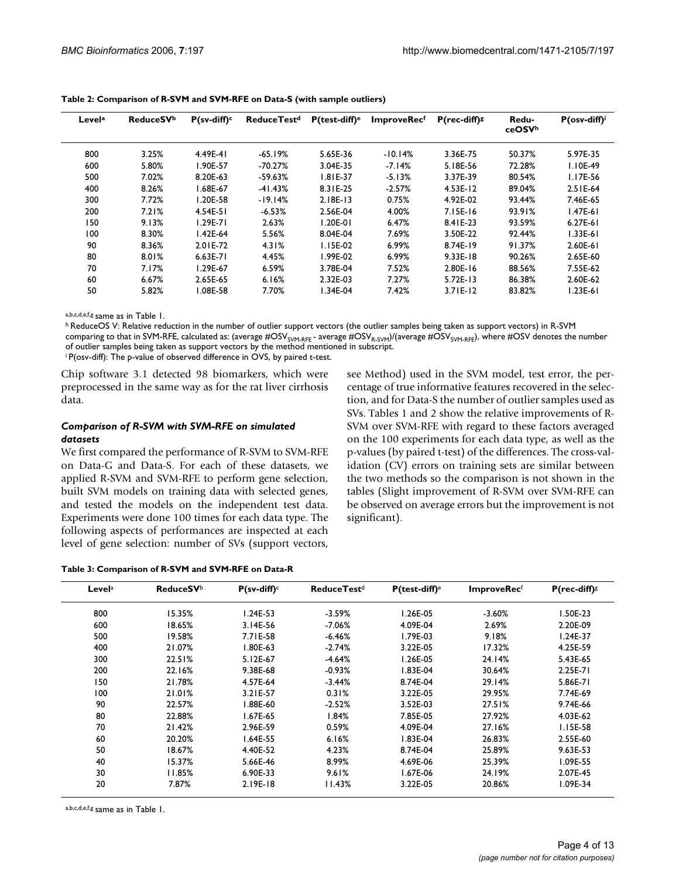**Table 2: Comparison of R-SVM and SVM-RFE on Data-S (with sample outliers)**

| Level[a] | ReduceSV[b] | P(sv-diff)[c] | ReduceTest[d] | P(test-diff)[e] | ImproveRec[f] | P(rec-diff)[g] | ReduceOSV[h] | P(osv-diff)[i] |
|---|---|---|---|---|---|---|---|---|
| 800 | 3.25% | 4.49E-41 | -65.19% | 5.65E-36 | -10.14% | 3.36E-75 | 50.37% | 5.97E-35 |
| 600 | 5.80% | 1.90E-57 | -70.27% | 3.04E-35 | -7.14% | 5.18E-56 | 72.28% | 1.10E-49 |
| 500 | 7.02% | 8.20E-63 | -59.63% | 1.81E-37 | -5.13% | 3.37E-39 | 80.54% | 1.17E-56 |
| 400 | 8.26% | 1.68E-67 | -41.43% | 8.31E-25 | -2.57% | 4.53E-12 | 89.04% | 2.51E-64 |
| 300 | 7.72% | 1.20E-58 | -19.14% | 2.18E-13 | 0.75% | 4.92E-02 | 93.44% | 7.46E-65 |
| 200 | 7.21% | 4.54E-51 | -6.53% | 2.56E-04 | 4.00% | 7.15E-16 | 93.91% | 1.47E-61 |
| 150 | 9.13% | 1.29E-71 | 2.63% | 1.20E-01 | 6.47% | 8.41E-23 | 93.59% | 6.27E-61 |
| 100 | 8.30% | 1.42E-64 | 5.56% | 8.04E-04 | 7.69% | 3.50E-22 | 92.44% | 1.33E-61 |
| 90 | 8.36% | 2.01E-72 | 4.31% | 1.15E-02 | 6.99% | 8.74E-19 | 91.37% | 2.60E-61 |
| 80 | 8.01% | 6.63E-71 | 4.45% | 1.99E-02 | 6.99% | 9.33E-18 | 90.26% | 2.65E-60 |
| 70 | 7.17% | 1.29E-67 | 6.59% | 3.78E-04 | 7.52% | 2.80E-16 | 88.56% | 7.55E-62 |
| 60 | 6.67% | 2.65E-65 | 6.16% | 2.32E-03 | 7.27% | 5.72E-13 | 86.38% | 2.60E-62 |
| 50 | 5.82% | 1.08E-58 | 7.70% | 1.34E-04 | 7.42% | 3.71E-12 | 83.82% | 1.23E-61 |

[a,b,c,d,e,f,g] same as in Table 1.

[h] ReduceOS V: Relative reduction in the number of outlier support vectors (the outlier samples being taken as support vectors) in R-SVM comparing to that in SVM-RFE, calculated as: (average $\#OSV_{SVM\text{-}RFE}$ - average $\#OSV_{R\text{-}SVM}$)/(average $\#OSV_{SVM\text{-}RFE}$), where #OSV denotes the number of outlier samples being taken as support vectors by the method mentioned in subscript.

[i] P(osv-diff): The p-value of observed difference in OVS, by paired t-test.

Chip software 3.1 detected 98 biomarkers, which were preprocessed in the same way as for the rat liver cirrhosis data.

### *Comparison of R-SVM with SVM-RFE on simulated datasets*

We first compared the performance of R-SVM to SVM-RFE on Data-G and Data-S. For each of these datasets, we applied R-SVM and SVM-RFE to perform gene selection, built SVM models on training data with selected genes, and tested the models on the independent test data. Experiments were done 100 times for each data type. The following aspects of performances are inspected at each level of gene selection: number of SVs (support vectors, see Method) used in the SVM model, test error, the percentage of true informative features recovered in the selection, and for Data-S the number of outlier samples used as SVs. Tables 1 and 2 show the relative improvements of R-SVM over SVM-RFE with regard to these factors averaged on the 100 experiments for each data type, as well as the p-values (by paired t-test) of the differences. The cross-validation (CV) errors on training sets are similar between the two methods so the comparison is not shown in the tables (Slight improvement of R-SVM over SVM-RFE can be observed on average errors but the improvement is not significant).

**Table 3: Comparison of R-SVM and SVM-RFE on Data-R**

| Level[a] | ReduceSV[b] | P(sv-diff)[c] | ReduceTest[d] | P(test-diff)[e] | ImproveRec[f] | P(rec-diff)[g] |
|---|---|---|---|---|---|---|
| 800 | 15.35% | 1.24E-53 | -3.59% | 1.26E-05 | -3.60% | 1.50E-23 |
| 600 | 18.65% | 3.14E-56 | -7.06% | 4.09E-04 | 2.69% | 2.20E-09 |
| 500 | 19.58% | 7.71E-58 | -6.46% | 1.79E-03 | 9.18% | 1.24E-37 |
| 400 | 21.07% | 1.80E-63 | -2.74% | 3.22E-05 | 17.32% | 4.25E-59 |
| 300 | 22.51% | 5.12E-67 | -4.64% | 1.26E-05 | 24.14% | 5.43E-65 |
| 200 | 22.16% | 9.38E-68 | -0.93% | 1.83E-04 | 30.64% | 2.25E-71 |
| 150 | 21.78% | 4.57E-64 | -3.44% | 8.74E-04 | 29.14% | 5.86E-71 |
| 100 | 21.01% | 3.21E-57 | 0.31% | 3.22E-05 | 29.95% | 7.74E-69 |
| 90 | 22.57% | 1.88E-60 | -2.52% | 3.52E-03 | 27.51% | 9.74E-66 |
| 80 | 22.88% | 1.67E-65 | 1.84% | 7.85E-05 | 27.92% | 4.03E-62 |
| 70 | 21.42% | 2.96E-59 | 0.59% | 4.09E-04 | 27.16% | 1.15E-58 |
| 60 | 20.20% | 1.64E-55 | 6.16% | 1.83E-04 | 26.83% | 2.55E-60 |
| 50 | 18.67% | 4.40E-52 | 4.23% | 8.74E-04 | 25.89% | 9.63E-53 |
| 40 | 15.37% | 5.66E-46 | 8.99% | 4.69E-06 | 25.39% | 1.09E-55 |
| 30 | 11.85% | 6.90E-33 | 9.61% | 1.67E-06 | 24.19% | 2.07E-45 |
| 20 | 7.87% | 2.19E-18 | 11.43% | 3.22E-05 | 20.86% | 1.09E-34 |

[a,b,c,d,e,f,g] same as in Table 1.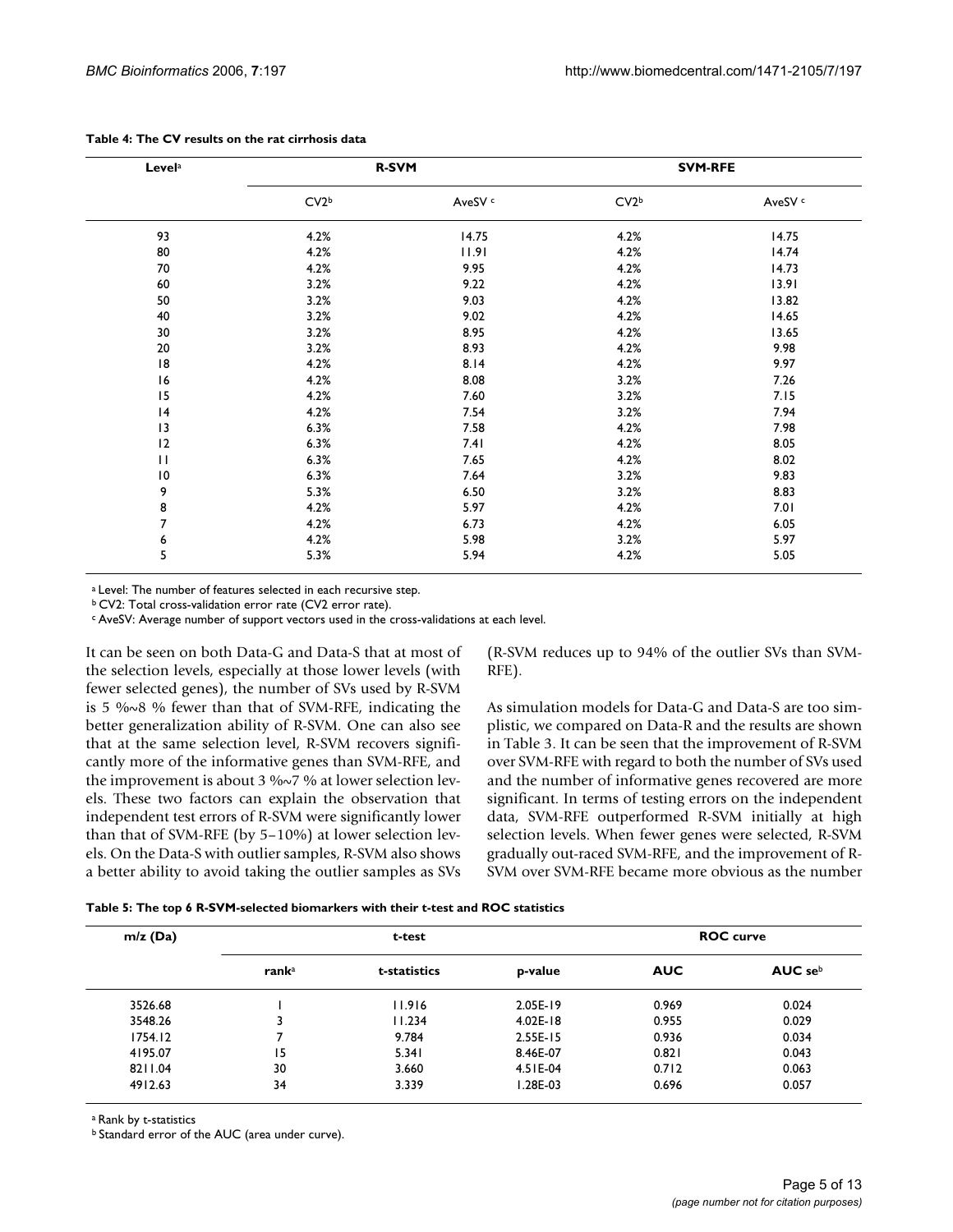**Table 4: The CV results on the rat cirrhosis data**

| Level[a] | R-SVM | | SVM-RFE | |
|---|---|---|---|---|
| | CV2[b] | AveSV[c] | CV2[b] | AveSV[c] |
| 93 | 4.2% | 14.75 | 4.2% | 14.75 |
| 80 | 4.2% | 11.91 | 4.2% | 14.74 |
| 70 | 4.2% | 9.95 | 4.2% | 14.73 |
| 60 | 3.2% | 9.22 | 4.2% | 13.91 |
| 50 | 3.2% | 9.03 | 4.2% | 13.82 |
| 40 | 3.2% | 9.02 | 4.2% | 14.65 |
| 30 | 3.2% | 8.95 | 4.2% | 13.65 |
| 20 | 3.2% | 8.93 | 4.2% | 9.98 |
| 18 | 4.2% | 8.14 | 4.2% | 9.97 |
| 16 | 4.2% | 8.08 | 3.2% | 7.26 |
| 15 | 4.2% | 7.60 | 3.2% | 7.15 |
| 14 | 4.2% | 7.54 | 3.2% | 7.94 |
| 13 | 6.3% | 7.58 | 4.2% | 7.98 |
| 12 | 6.3% | 7.41 | 4.2% | 8.05 |
| 11 | 6.3% | 7.65 | 4.2% | 8.02 |
| 10 | 6.3% | 7.64 | 3.2% | 9.83 |
| 9 | 5.3% | 6.50 | 3.2% | 8.83 |
| 8 | 4.2% | 5.97 | 4.2% | 7.01 |
| 7 | 4.2% | 6.73 | 4.2% | 6.05 |
| 6 | 4.2% | 5.98 | 3.2% | 5.97 |
| 5 | 5.3% | 5.94 | 4.2% | 5.05 |

[a] Level: The number of features selected in each recursive step.
[b] CV2: Total cross-validation error rate (CV2 error rate).
[c] AveSV: Average number of support vectors used in the cross-validations at each level.

It can be seen on both Data-G and Data-S that at most of the selection levels, especially at those lower levels (with fewer selected genes), the number of SVs used by R-SVM is 5 %~8 % fewer than that of SVM-RFE, indicating the better generalization ability of R-SVM. One can also see that at the same selection level, R-SVM recovers significantly more of the informative genes than SVM-RFE, and the improvement is about 3 %~7 % at lower selection levels. These two factors can explain the observation that independent test errors of R-SVM were significantly lower than that of SVM-RFE (by 5–10%) at lower selection levels. On the Data-S with outlier samples, R-SVM also shows a better ability to avoid taking the outlier samples as SVs (R-SVM reduces up to 94% of the outlier SVs than SVM-RFE).

As simulation models for Data-G and Data-S are too simplistic, we compared on Data-R and the results are shown in Table 3. It can be seen that the improvement of R-SVM over SVM-RFE with regard to both the number of SVs used and the number of informative genes recovered are more significant. In terms of testing errors on the independent data, SVM-RFE outperformed R-SVM initially at high selection levels. When fewer genes were selected, R-SVM gradually out-raced SVM-RFE, and the improvement of R-SVM over SVM-RFE became more obvious as the number

**Table 5: The top 6 R-SVM-selected biomarkers with their t-test and ROC statistics**

| m/z (Da) | t-test | | | ROC curve | |
|---|---|---|---|---|---|
| | rank[a] | t-statistics | p-value | AUC | AUC se[b] |
| 3526.68 | 1 | 11.916 | 2.05E-19 | 0.969 | 0.024 |
| 3548.26 | 3 | 11.234 | 4.02E-18 | 0.955 | 0.029 |
| 1754.12 | 7 | 9.784 | 2.55E-15 | 0.936 | 0.034 |
| 4195.07 | 15 | 5.341 | 8.46E-07 | 0.821 | 0.043 |
| 8211.04 | 30 | 3.660 | 4.51E-04 | 0.712 | 0.063 |
| 4912.63 | 34 | 3.339 | 1.28E-03 | 0.696 | 0.057 |

[a] Rank by t-statistics
[b] Standard error of the AUC (area under curve).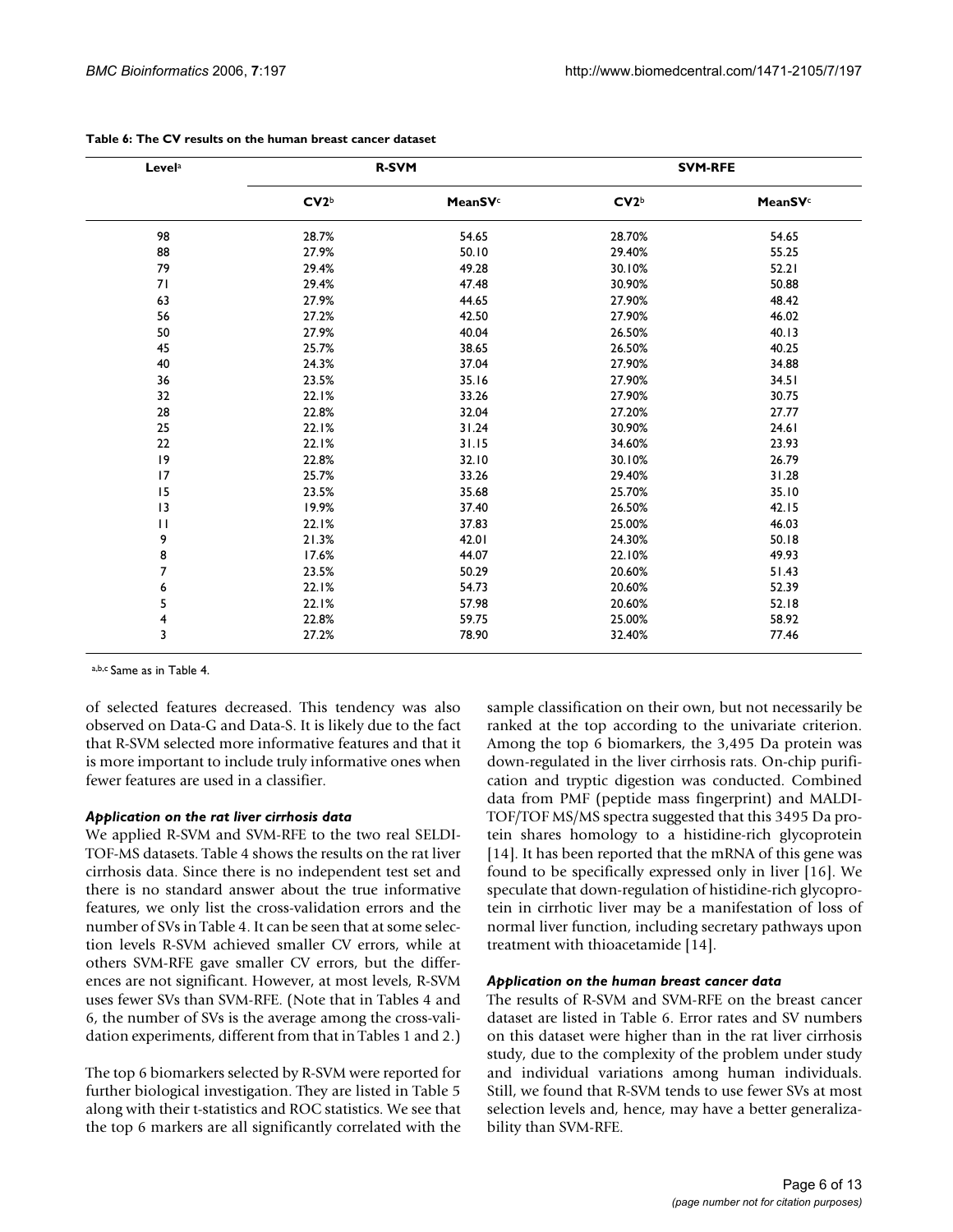**Table 6: The CV results on the human breast cancer dataset**

| Level[a] | R-SVM | | SVM-RFE | |
|---|---|---|---|---|
| | CV2[b] | MeanSV[c] | CV2[b] | MeanSV[c] |
| 98 | 28.7% | 54.65 | 28.70% | 54.65 |
| 88 | 27.9% | 50.10 | 29.40% | 55.25 |
| 79 | 29.4% | 49.28 | 30.10% | 52.21 |
| 71 | 29.4% | 47.48 | 30.90% | 50.88 |
| 63 | 27.9% | 44.65 | 27.90% | 48.42 |
| 56 | 27.2% | 42.50 | 27.90% | 46.02 |
| 50 | 27.9% | 40.04 | 26.50% | 40.13 |
| 45 | 25.7% | 38.65 | 26.50% | 40.25 |
| 40 | 24.3% | 37.04 | 27.90% | 34.88 |
| 36 | 23.5% | 35.16 | 27.90% | 34.51 |
| 32 | 22.1% | 33.26 | 27.90% | 30.75 |
| 28 | 22.8% | 32.04 | 27.20% | 27.77 |
| 25 | 22.1% | 31.24 | 30.90% | 24.61 |
| 22 | 22.1% | 31.15 | 34.60% | 23.93 |
| 19 | 22.8% | 32.10 | 30.10% | 26.79 |
| 17 | 25.7% | 33.26 | 29.40% | 31.28 |
| 15 | 23.5% | 35.68 | 25.70% | 35.10 |
| 13 | 19.9% | 37.40 | 26.50% | 42.15 |
| 11 | 22.1% | 37.83 | 25.00% | 46.03 |
| 9 | 21.3% | 42.01 | 24.30% | 50.18 |
| 8 | 17.6% | 44.07 | 22.10% | 49.93 |
| 7 | 23.5% | 50.29 | 20.60% | 51.43 |
| 6 | 22.1% | 54.73 | 20.60% | 52.39 |
| 5 | 22.1% | 57.98 | 20.60% | 52.18 |
| 4 | 22.8% | 59.75 | 25.00% | 58.92 |
| 3 | 27.2% | 78.90 | 32.40% | 77.46 |

[a,b,c] Same as in Table 4.

of selected features decreased. This tendency was also observed on Data-G and Data-S. It is likely due to the fact that R-SVM selected more informative features and that it is more important to include truly informative ones when fewer features are used in a classifier.

### *Application on the rat liver cirrhosis data*

We applied R-SVM and SVM-RFE to the two real SELDI-TOF-MS datasets. Table 4 shows the results on the rat liver cirrhosis data. Since there is no independent test set and there is no standard answer about the true informative features, we only list the cross-validation errors and the number of SVs in Table 4. It can be seen that at some selection levels R-SVM achieved smaller CV errors, while at others SVM-RFE gave smaller CV errors, but the differences are not significant. However, at most levels, R-SVM uses fewer SVs than SVM-RFE. (Note that in Tables 4 and 6, the number of SVs is the average among the cross-validation experiments, different from that in Tables 1 and 2.)

The top 6 biomarkers selected by R-SVM were reported for further biological investigation. They are listed in Table 5 along with their t-statistics and ROC statistics. We see that the top 6 markers are all significantly correlated with the sample classification on their own, but not necessarily be ranked at the top according to the univariate criterion. Among the top 6 biomarkers, the 3,495 Da protein was down-regulated in the liver cirrhosis rats. On-chip purification and tryptic digestion was conducted. Combined data from PMF (peptide mass fingerprint) and MALDI-TOF/TOF MS/MS spectra suggested that this 3495 Da protein shares homology to a histidine-rich glycoprotein [14]. It has been reported that the mRNA of this gene was found to be specifically expressed only in liver [16]. We speculate that down-regulation of histidine-rich glycoprotein in cirrhotic liver may be a manifestation of loss of normal liver function, including secretary pathways upon treatment with thioacetamide [14].

### *Application on the human breast cancer data*

The results of R-SVM and SVM-RFE on the breast cancer dataset are listed in Table 6. Error rates and SV numbers on this dataset were higher than in the rat liver cirrhosis study, due to the complexity of the problem under study and individual variations among human individuals. Still, we found that R-SVM tends to use fewer SVs at most selection levels and, hence, may have a better generalizability than SVM-RFE.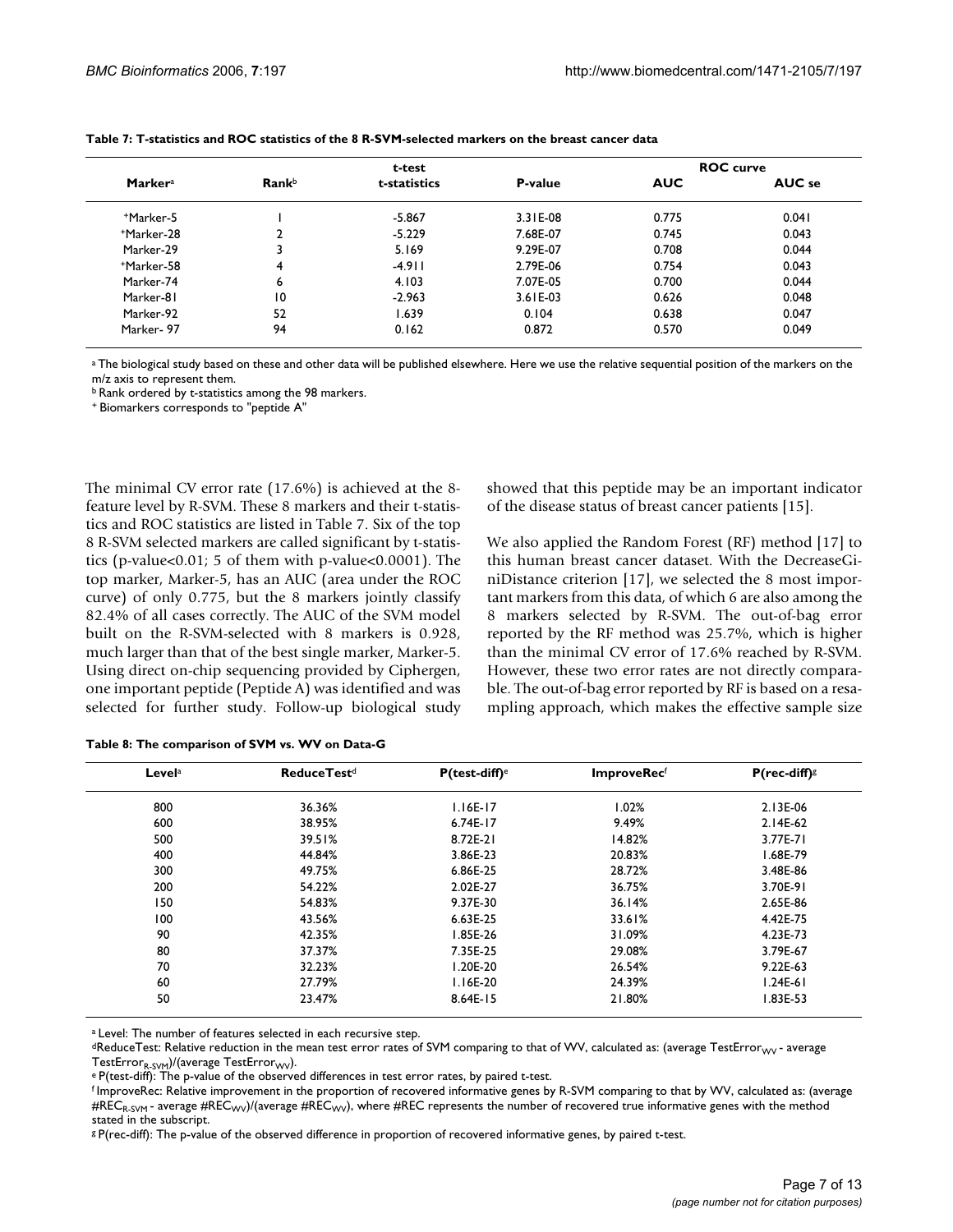**Table 7: T-statistics and ROC statistics of the 8 R-SVM-selected markers on the breast cancer data**

| Marker[a] | Rank[b] | t-test | | ROC curve | |
|---|---|---|---|---|---|
| | | t-statistics | P-value | AUC | AUC se |
| +Marker-5 | 1 | -5.867 | 3.31E-08 | 0.775 | 0.041 |
| +Marker-28 | 2 | -5.229 | 7.68E-07 | 0.745 | 0.043 |
| Marker-29 | 3 | 5.169 | 9.29E-07 | 0.708 | 0.044 |
| +Marker-58 | 4 | -4.911 | 2.79E-06 | 0.754 | 0.043 |
| Marker-74 | 6 | 4.103 | 7.07E-05 | 0.700 | 0.044 |
| Marker-81 | 10 | -2.963 | 3.61E-03 | 0.626 | 0.048 |
| Marker-92 | 52 | 1.639 | 0.104 | 0.638 | 0.047 |
| Marker- 97 | 94 | 0.162 | 0.872 | 0.570 | 0.049 |

[a] The biological study based on these and other data will be published elsewhere. Here we use the relative sequential position of the markers on the m/z axis to represent them.
[b] Rank ordered by t-statistics among the 98 markers.
+ Biomarkers corresponds to "peptide A"

The minimal CV error rate (17.6%) is achieved at the 8-feature level by R-SVM. These 8 markers and their t-statistics and ROC statistics are listed in Table 7. Six of the top 8 R-SVM selected markers are called significant by t-statistics (p-value<0.01; 5 of them with p-value<0.0001). The top marker, Marker-5, has an AUC (area under the ROC curve) of only 0.775, but the 8 markers jointly classify 82.4% of all cases correctly. The AUC of the SVM model built on the R-SVM-selected with 8 markers is 0.928, much larger than that of the best single marker, Marker-5. Using direct on-chip sequencing provided by Ciphergen, one important peptide (Peptide A) was identified and was selected for further study. Follow-up biological study showed that this peptide may be an important indicator of the disease status of breast cancer patients [15].

We also applied the Random Forest (RF) method [17] to this human breast cancer dataset. With the DecreaseGiniDistance criterion [17], we selected the 8 most important markers from this data, of which 6 are also among the 8 markers selected by R-SVM. The out-of-bag error reported by the RF method was 25.7%, which is higher than the minimal CV error of 17.6% reached by R-SVM. However, these two error rates are not directly comparable. The out-of-bag error reported by RF is based on a resampling approach, which makes the effective sample size

**Table 8: The comparison of SVM vs. WV on Data-G**

| Level[a] | ReduceTest[d] | P(test-diff)[e] | ImproveRec[f] | P(rec-diff)[g] |
|---|---|---|---|---|
| 800 | 36.36% | 1.16E-17 | 1.02% | 2.13E-06 |
| 600 | 38.95% | 6.74E-17 | 9.49% | 2.14E-62 |
| 500 | 39.51% | 8.72E-21 | 14.82% | 3.77E-71 |
| 400 | 44.84% | 3.86E-23 | 20.83% | 1.68E-79 |
| 300 | 49.75% | 6.86E-25 | 28.72% | 3.48E-86 |
| 200 | 54.22% | 2.02E-27 | 36.75% | 3.70E-91 |
| 150 | 54.83% | 9.37E-30 | 36.14% | 2.65E-86 |
| 100 | 43.56% | 6.63E-25 | 33.61% | 4.42E-75 |
| 90 | 42.35% | 1.85E-26 | 31.09% | 4.23E-73 |
| 80 | 37.37% | 7.35E-25 | 29.08% | 3.79E-67 |
| 70 | 32.23% | 1.20E-20 | 26.54% | 9.22E-63 |
| 60 | 27.79% | 1.16E-20 | 24.39% | 1.24E-61 |
| 50 | 23.47% | 8.64E-15 | 21.80% | 1.83E-53 |

[a] Level: The number of features selected in each recursive step.
[d] ReduceTest: Relative reduction in the mean test error rates of SVM comparing to that of WV, calculated as: (average $TestError_{WV}$ - average $TestError_{R\text{-}SVM}$)/(average $TestError_{WV}$).
[e] P(test-diff): The p-value of the observed differences in test error rates, by paired t-test.
[f] ImproveRec: Relative improvement in the proportion of recovered informative genes by R-SVM comparing to that by WV, calculated as: (average $\#REC_{R\text{-}SVM}$ - average $\#REC_{WV}$)/(average $\#REC_{WV}$), where #REC represents the number of recovered true informative genes with the method stated in the subscript.
[g] P(rec-diff): The p-value of the observed difference in proportion of recovered informative genes, by paired t-test.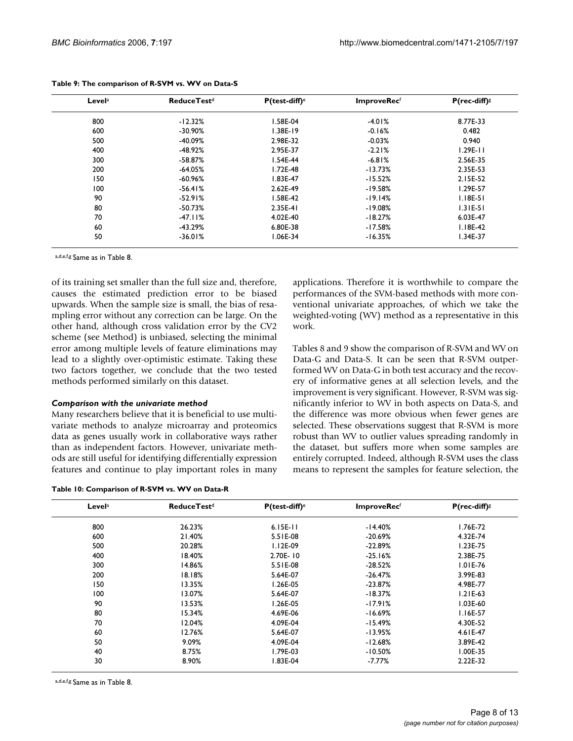**Table 9: The comparison of R-SVM vs. WV on Data-S**

| Level[a] | ReduceTest[d] | P(test-diff)[e] | ImproveRec[f] | P(rec-diff)[g] |
|---|---|---|---|---|
| 800 | -12.32% | 1.58E-04 | -4.01% | 8.77E-33 |
| 600 | -30.90% | 1.38E-19 | -0.16% | 0.482 |
| 500 | -40.09% | 2.98E-32 | -0.03% | 0.940 |
| 400 | -48.92% | 2.95E-37 | -2.21% | 1.29E-11 |
| 300 | -58.87% | 1.54E-44 | -6.81% | 2.56E-35 |
| 200 | -64.05% | 1.72E-48 | -13.73% | 2.35E-53 |
| 150 | -60.96% | 1.83E-47 | -15.52% | 2.15E-52 |
| 100 | -56.41% | 2.62E-49 | -19.58% | 1.29E-57 |
| 90 | -52.91% | 1.58E-42 | -19.14% | 1.18E-51 |
| 80 | -50.73% | 2.35E-41 | -19.08% | 1.31E-51 |
| 70 | -47.11% | 4.02E-40 | -18.27% | 6.03E-47 |
| 60 | -43.29% | 6.80E-38 | -17.58% | 1.18E-42 |
| 50 | -36.01% | 1.06E-34 | -16.35% | 1.34E-37 |

[a,d,e,f,g] Same as in Table 8.

of its training set smaller than the full size and, therefore, causes the estimated prediction error to be biased upwards. When the sample size is small, the bias of resampling error without any correction can be large. On the other hand, although cross validation error by the CV2 scheme (see Method) is unbiased, selecting the minimal error among multiple levels of feature eliminations may lead to a slightly over-optimistic estimate. Taking these two factors together, we conclude that the two tested methods performed similarly on this dataset.

### *Comparison with the univariate method*

Many researchers believe that it is beneficial to use multivariate methods to analyze microarray and proteomics data as genes usually work in collaborative ways rather than as independent factors. However, univariate methods are still useful for identifying differentially expression features and continue to play important roles in many applications. Therefore it is worthwhile to compare the performances of the SVM-based methods with more conventional univariate approaches, of which we take the weighted-voting (WV) method as a representative in this work.

Tables 8 and 9 show the comparison of R-SVM and WV on Data-G and Data-S. It can be seen that R-SVM outperformed WV on Data-G in both test accuracy and the recovery of informative genes at all selection levels, and the improvement is very significant. However, R-SVM was significantly inferior to WV in both aspects on Data-S, and the difference was more obvious when fewer genes are selected. These observations suggest that R-SVM is more robust than WV to outlier values spreading randomly in the dataset, but suffers more when some samples are entirely corrupted. Indeed, although R-SVM uses the class means to represent the samples for feature selection, the

**Table 10: Comparison of R-SVM vs. WV on Data-R**

| Level[a] | ReduceTest[d] | P(test-diff)[e] | ImproveRec[f] | P(rec-diff)[g] |
|---|---|---|---|---|
| 800 | 26.23% | 6.15E-11 | -14.40% | 1.76E-72 |
| 600 | 21.40% | 5.51E-08 | -20.69% | 4.32E-74 |
| 500 | 20.28% | 1.12E-09 | -22.89% | 1.23E-75 |
| 400 | 18.40% | 2.70E- 10 | -25.16% | 2.38E-75 |
| 300 | 14.86% | 5.51E-08 | -28.52% | 1.01E-76 |
| 200 | 18.18% | 5.64E-07 | -26.47% | 3.99E-83 |
| 150 | 13.35% | 1.26E-05 | -23.87% | 4.98E-77 |
| 100 | 13.07% | 5.64E-07 | -18.37% | 1.21E-63 |
| 90 | 13.53% | 1.26E-05 | -17.91% | 1.03E-60 |
| 80 | 15.34% | 4.69E-06 | -16.69% | 1.16E-57 |
| 70 | 12.04% | 4.09E-04 | -15.49% | 4.30E-52 |
| 60 | 12.76% | 5.64E-07 | -13.95% | 4.61E-47 |
| 50 | 9.09% | 4.09E-04 | -12.68% | 3.89E-42 |
| 40 | 8.75% | 1.79E-03 | -10.50% | 1.00E-35 |
| 30 | 8.90% | 1.83E-04 | -7.77% | 2.22E-32 |

[a,d,e,f,g] Same as in Table 8.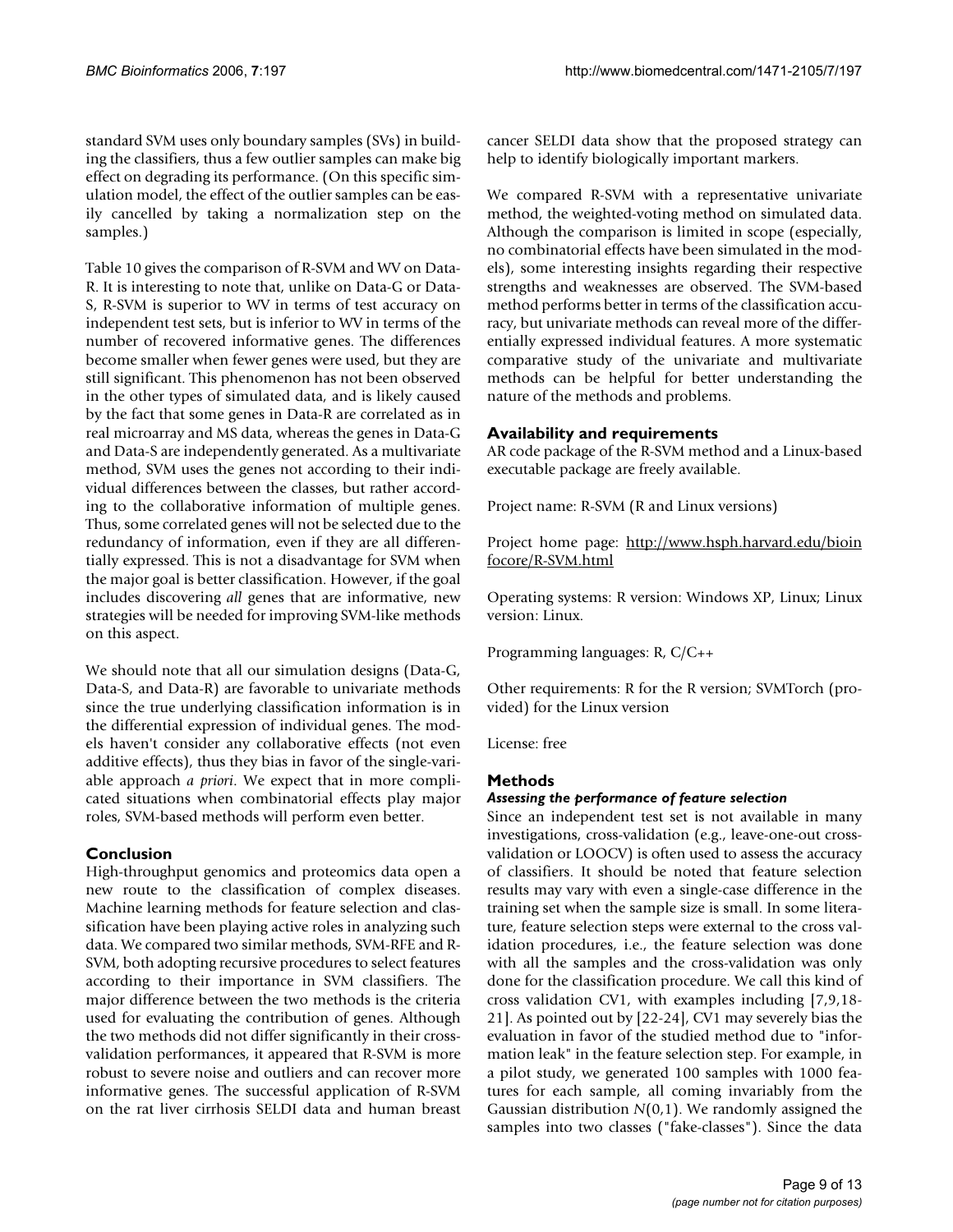standard SVM uses only boundary samples (SVs) in building the classifiers, thus a few outlier samples can make big effect on degrading its performance. (On this specific simulation model, the effect of the outlier samples can be easily cancelled by taking a normalization step on the samples.)

Table 10 gives the comparison of R-SVM and WV on Data-R. It is interesting to note that, unlike on Data-G or Data-S, R-SVM is superior to WV in terms of test accuracy on independent test sets, but is inferior to WV in terms of the number of recovered informative genes. The differences become smaller when fewer genes were used, but they are still significant. This phenomenon has not been observed in the other types of simulated data, and is likely caused by the fact that some genes in Data-R are correlated as in real microarray and MS data, whereas the genes in Data-G and Data-S are independently generated. As a multivariate method, SVM uses the genes not according to their individual differences between the classes, but rather according to the collaborative information of multiple genes. Thus, some correlated genes will not be selected due to the redundancy of information, even if they are all differentially expressed. This is not a disadvantage for SVM when the major goal is better classification. However, if the goal includes discovering *all* genes that are informative, new strategies will be needed for improving SVM-like methods on this aspect.

We should note that all our simulation designs (Data-G, Data-S, and Data-R) are favorable to univariate methods since the true underlying classification information is in the differential expression of individual genes. The models haven't consider any collaborative effects (not even additive effects), thus they bias in favor of the single-variable approach *a priori*. We expect that in more complicated situations when combinatorial effects play major roles, SVM-based methods will perform even better.

## Conclusion

High-throughput genomics and proteomics data open a new route to the classification of complex diseases. Machine learning methods for feature selection and classification have been playing active roles in analyzing such data. We compared two similar methods, SVM-RFE and R-SVM, both adopting recursive procedures to select features according to their importance in SVM classifiers. The major difference between the two methods is the criteria used for evaluating the contribution of genes. Although the two methods did not differ significantly in their cross-validation performances, it appeared that R-SVM is more robust to severe noise and outliers and can recover more informative genes. The successful application of R-SVM on the rat liver cirrhosis SELDI data and human breast cancer SELDI data show that the proposed strategy can help to identify biologically important markers.

We compared R-SVM with a representative univariate method, the weighted-voting method on simulated data. Although the comparison is limited in scope (especially, no combinatorial effects have been simulated in the models), some interesting insights regarding their respective strengths and weaknesses are observed. The SVM-based method performs better in terms of the classification accuracy, but univariate methods can reveal more of the differentially expressed individual features. A more systematic comparative study of the univariate and multivariate methods can be helpful for better understanding the nature of the methods and problems.

## Availability and requirements

AR code package of the R-SVM method and a Linux-based executable package are freely available.

Project name: R-SVM (R and Linux versions)

Project home page: http://www.hsph.harvard.edu/bioinfocore/R-SVM.html

Operating systems: R version: Windows XP, Linux; Linux version: Linux.

Programming languages: R, C/C++

Other requirements: R for the R version; SVMTorch (provided) for the Linux version

License: free

## Methods

### *Assessing the performance of feature selection*

Since an independent test set is not available in many investigations, cross-validation (e.g., leave-one-out cross-validation or LOOCV) is often used to assess the accuracy of classifiers. It should be noted that feature selection results may vary with even a single-case difference in the training set when the sample size is small. In some literature, feature selection steps were external to the cross validation procedures, i.e., the feature selection was done with all the samples and the cross-validation was only done for the classification procedure. We call this kind of cross validation CV1, with examples including [7,9,18-21]. As pointed out by [22-24], CV1 may severely bias the evaluation in favor of the studied method due to "information leak" in the feature selection step. For example, in a pilot study, we generated 100 samples with 1000 features for each sample, all coming invariably from the Gaussian distribution $N(0,1)$. We randomly assigned the samples into two classes ("fake-classes"). Since the data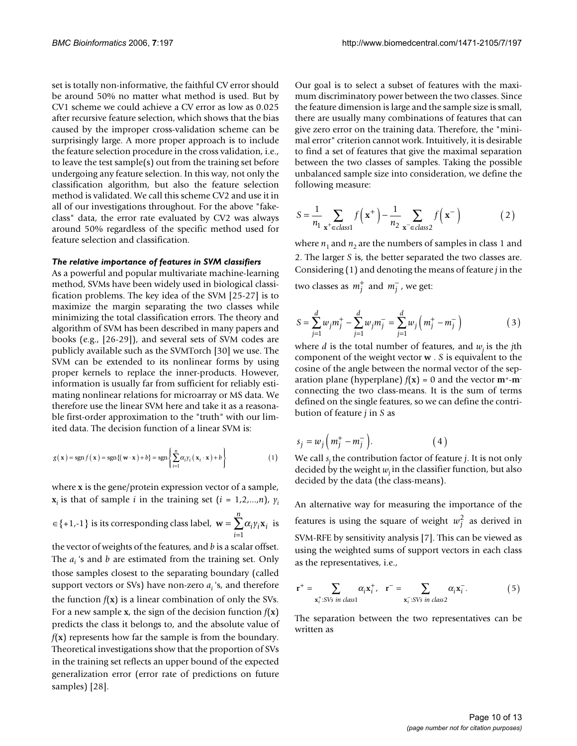set is totally non-informative, the faithful CV error should be around 50% no matter what method is used. But by CV1 scheme we could achieve a CV error as low as 0.025 after recursive feature selection, which shows that the bias caused by the improper cross-validation scheme can be surprisingly large. A more proper approach is to include the feature selection procedure in the cross validation, i.e., to leave the test sample(s) out from the training set before undergoing any feature selection. In this way, not only the classification algorithm, but also the feature selection method is validated. We call this scheme CV2 and use it in all of our investigations throughout. For the above "fake-class" data, the error rate evaluated by CV2 was always around 50% regardless of the specific method used for feature selection and classification.

### *The relative importance of features in SVM classifiers*

As a powerful and popular multivariate machine-learning method, SVMs have been widely used in biological classification problems. The key idea of the SVM [25-27] is to maximize the margin separating the two classes while minimizing the total classification errors. The theory and algorithm of SVM has been described in many papers and books (e.g., [26-29]), and several sets of SVM codes are publicly available such as the SVMTorch [30] we use. The SVM can be extended to its nonlinear forms by using proper kernels to replace the inner-products. However, information is usually far from sufficient for reliably estimating nonlinear relations for microarray or MS data. We therefore use the linear SVM here and take it as a reasonable first-order approximation to the "truth" with our limited data. The decision function of a linear SVM is:

$$g(\mathbf{x}) = \operatorname{sgn} f(\mathbf{x}) = \operatorname{sgn}\{(\mathbf{w}\cdot\mathbf{x})+b\} = \operatorname{sgn}\left\{\sum_{i=1}^{n}\alpha_i y_i(\mathbf{x}_i\cdot\mathbf{x})+b\right\} \qquad (1)$$

where $\mathbf{x}$ is the gene/protein expression vector of a sample, $\mathbf{x}_i$ is that of sample $i$ in the training set ($i$ = 1,2,...,$n$), $y_i \in \{+1,-1\}$ is its corresponding class label, $\mathbf{w} = \sum_{i=1}^{n}\alpha_i y_i \mathbf{x}_i$ is the vector of weights of the features, and $b$ is a scalar offset. The $a_i$ 's and $b$ are estimated from the training set. Only those samples closest to the separating boundary (called support vectors or SVs) have non-zero $a_i$ 's, and therefore the function $f(\mathbf{x})$ is a linear combination of only the SVs. For a new sample $\mathbf{x}$, the sign of the decision function $f(\mathbf{x})$ predicts the class it belongs to, and the absolute value of $f(\mathbf{x})$ represents how far the sample is from the boundary. Theoretical investigations show that the proportion of SVs in the training set reflects an upper bound of the expected generalization error (error rate of predictions on future samples) [28].

Our goal is to select a subset of features with the maximum discriminatory power between the two classes. Since the feature dimension is large and the sample size is small, there are usually many combinations of features that can give zero error on the training data. Therefore, the "minimal error" criterion cannot work. Intuitively, it is desirable to find a set of features that give the maximal separation between the two classes of samples. Taking the possible unbalanced sample size into consideration, we define the following measure:

$$S = \frac{1}{n_1}\sum_{\mathbf{x}^+\in class1} f\left(\mathbf{x}^+\right) - \frac{1}{n_2}\sum_{\mathbf{x}^-\in class2} f\left(\mathbf{x}^-\right) \qquad (2)$$

where $n_1$ and $n_2$ are the numbers of samples in class 1 and 2. The larger $S$ is, the better separated the two classes are. Considering (1) and denoting the means of feature $j$ in the two classes as $m_j^+$ and $m_j^-$, we get:

$$S = \sum_{j=1}^{d} w_j m_j^+ - \sum_{j=1}^{d} w_j m_j^- = \sum_{j=1}^{d} w_j\left(m_j^+ - m_j^-\right) \qquad (3)$$

where $d$ is the total number of features, and $w_j$ is the $j$th component of the weight vector $\mathbf{w}$. $S$ is equivalent to the cosine of the angle between the normal vector of the separation plane (hyperplane) $f(\mathbf{x}) = 0$ and the vector $\mathbf{m}^+$-$\mathbf{m}^-$ connecting the two class-means. It is the sum of terms defined on the single features, so we can define the contribution of feature $j$ in $S$ as

$$s_j = w_j\left(m_j^+ - m_j^-\right). \qquad (4)$$

We call $s_j$ the contribution factor of feature $j$. It is not only decided by the weight $w_j$ in the classifier function, but also decided by the data (the class-means).

An alternative way for measuring the importance of the features is using the square of weight $w_j^2$ as derived in SVM-RFE by sensitivity analysis [7]. This can be viewed as using the weighted sums of support vectors in each class as the representatives, i.e.,

$$\mathbf{r}^+ = \sum_{\mathbf{x}_i^+:SVs\ in\ class1}\alpha_i\mathbf{x}_i^+, \quad \mathbf{r}^- = \sum_{\mathbf{x}_i^-:SVs\ in\ class2}\alpha_i\mathbf{x}_i^-. \qquad (5)$$

The separation between the two representatives can be written as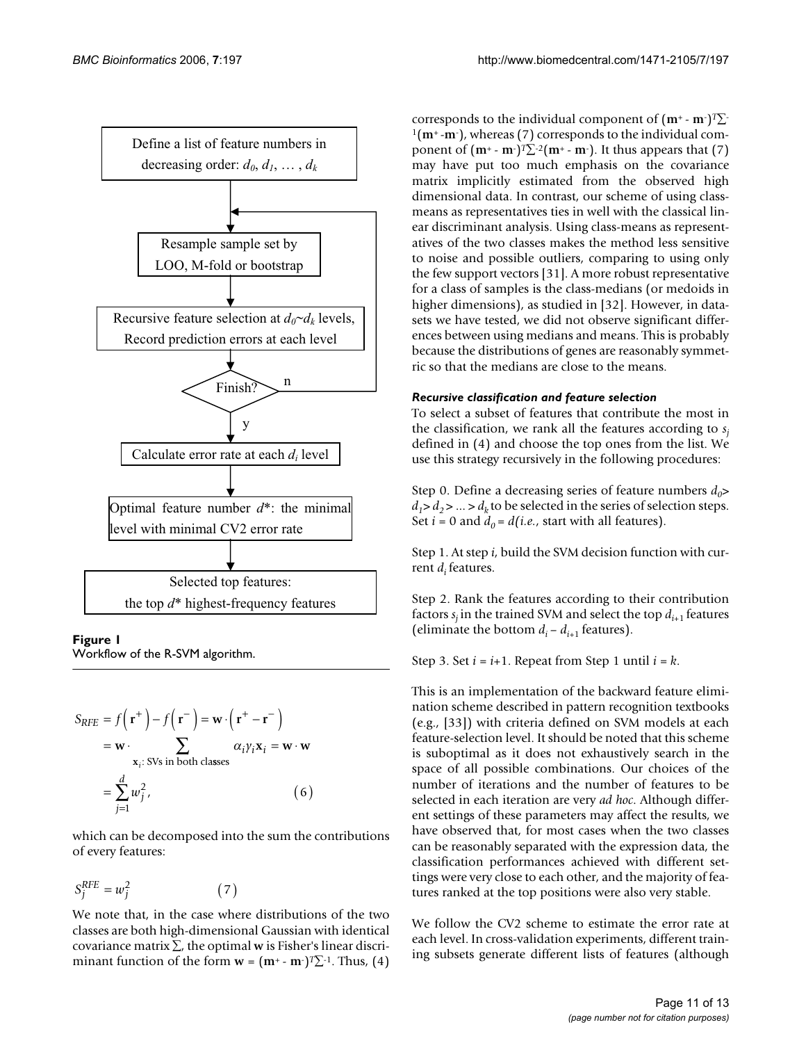Define a list of feature numbers in decreasing order: $d_0, d_1, \ldots, d_k$

Resample sample set by LOO, M-fold or bootstrap

Recursive feature selection at $d_0$~$d_k$ levels, Record prediction errors at each level

Finish? (n: return to resampling; y: continue)

Calculate error rate at each $d_i$ level

Optimal feature number $d^*$: the minimal level with minimal CV2 error rate

Selected top features: the top $d^*$ highest-frequency features

**Figure 1**
Workflow of the R-SVM algorithm.

$$
\begin{aligned}
S_{RFE} &= f\left(\mathbf{r}^+\right) - f\left(\mathbf{r}^-\right) = \mathbf{w} \cdot \left(\mathbf{r}^+ - \mathbf{r}^-\right) \\
&= \mathbf{w} \cdot \sum_{\mathbf{x}_i:\ \text{SVs in both classes}} \alpha_i y_i \mathbf{x}_i = \mathbf{w} \cdot \mathbf{w} \\
&= \sum_{j=1}^{d} w_j^2,
\end{aligned}
\qquad (6)
$$

which can be decomposed into the sum the contributions of every features:

$$
S_j^{RFE} = w_j^2 \qquad (7)
$$

We note that, in the case where distributions of the two classes are both high-dimensional Gaussian with identical covariance matrix $\Sigma$, the optimal **w** is Fisher's linear discriminant function of the form $\mathbf{w} = (\mathbf{m}^+ - \mathbf{m}^-)^T\Sigma^{-1}$. Thus, (4) corresponds to the individual component of $(\mathbf{m}^+ - \mathbf{m}^-)^T\Sigma^{-1}(\mathbf{m}^+ - \mathbf{m}^-)$, whereas (7) corresponds to the individual component of $(\mathbf{m}^+ - \mathbf{m}^-)^T\Sigma^{-2}(\mathbf{m}^+ - \mathbf{m}^-)$. It thus appears that (7) may have put too much emphasis on the covariance matrix implicitly estimated from the observed high dimensional data. In contrast, our scheme of using class-means as representatives ties in well with the classical linear discriminant analysis. Using class-means as representatives of the two classes makes the method less sensitive to noise and possible outliers, comparing to using only the few support vectors [31]. A more robust representative for a class of samples is the class-medians (or medoids in higher dimensions), as studied in [32]. However, in datasets we have tested, we did not observe significant differences between using medians and means. This is probably because the distributions of genes are reasonably symmetric so that the medians are close to the means.

#### *Recursive classification and feature selection*

To select a subset of features that contribute the most in the classification, we rank all the features according to $s_j$ defined in (4) and choose the top ones from the list. We use this strategy recursively in the following procedures:

Step 0. Define a decreasing series of feature numbers $d_0 > d_1 > d_2 > \ldots > d_k$ to be selected in the series of selection steps. Set $i = 0$ and $d_0 = d$ (*i.e.*, start with all features).

Step 1. At step $i$, build the SVM decision function with current $d_i$ features.

Step 2. Rank the features according to their contribution factors $s_j$ in the trained SVM and select the top $d_{i+1}$ features (eliminate the bottom $d_i - d_{i+1}$ features).

Step 3. Set $i = i+1$. Repeat from Step 1 until $i = k$.

This is an implementation of the backward feature elimination scheme described in pattern recognition textbooks (e.g., [33]) with criteria defined on SVM models at each feature-selection level. It should be noted that this scheme is suboptimal as it does not exhaustively search in the space of all possible combinations. Our choices of the number of iterations and the number of features to be selected in each iteration are very *ad hoc*. Although different settings of these parameters may affect the results, we have observed that, for most cases when the two classes can be reasonably separated with the expression data, the classification performances achieved with different settings were very close to each other, and the majority of features ranked at the top positions were also very stable.

We follow the CV2 scheme to estimate the error rate at each level. In cross-validation experiments, different training subsets generate different lists of features (although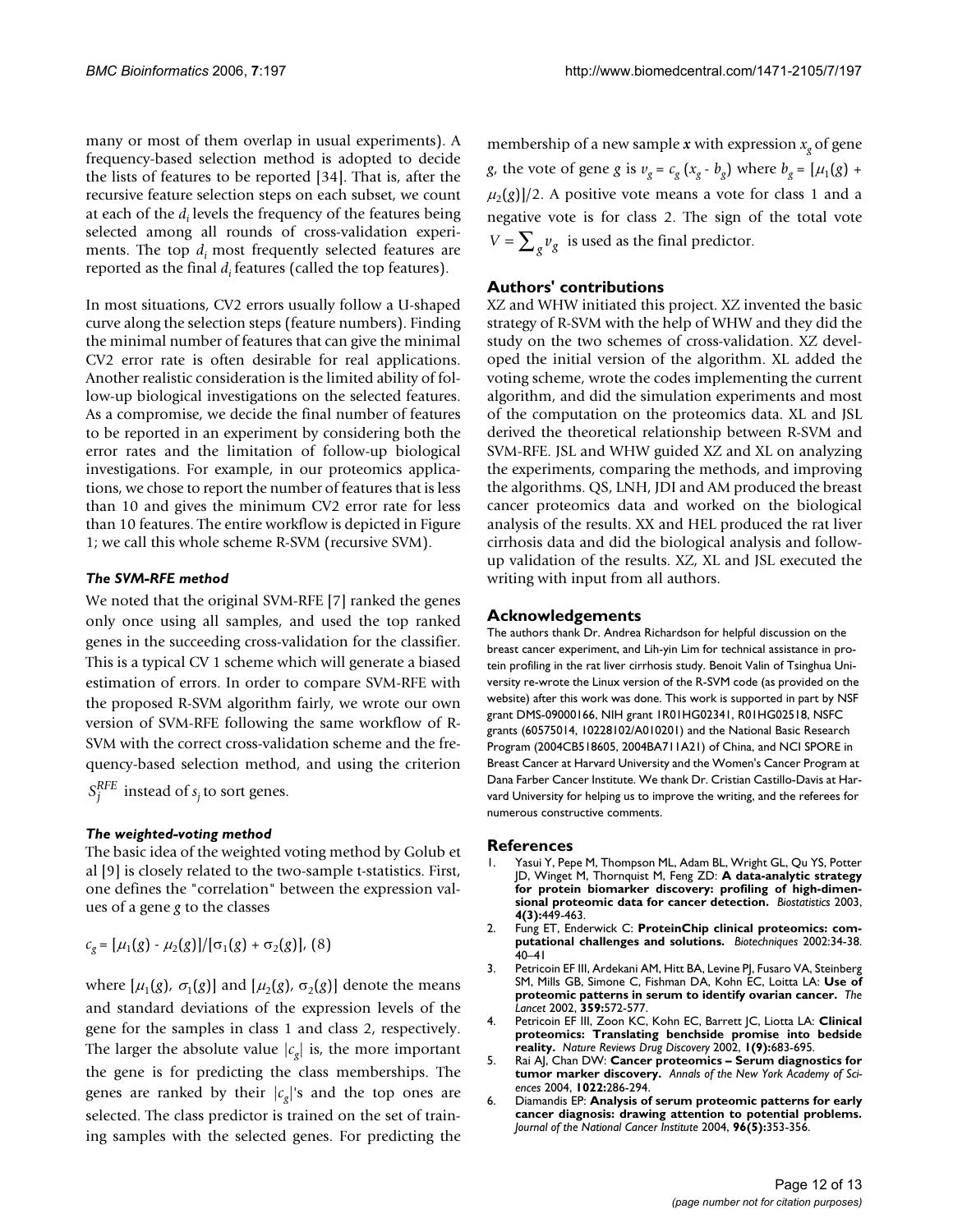many or most of them overlap in usual experiments). A frequency-based selection method is adopted to decide the lists of features to be reported [34]. That is, after the recursive feature selection steps on each subset, we count at each of the $d_i$ levels the frequency of the features being selected among all rounds of cross-validation experiments. The top $d_i$ most frequently selected features are reported as the final $d_i$ features (called the top features).

In most situations, CV2 errors usually follow a U-shaped curve along the selection steps (feature numbers). Finding the minimal number of features that can give the minimal CV2 error rate is often desirable for real applications. Another realistic consideration is the limited ability of follow-up biological investigations on the selected features. As a compromise, we decide the final number of features to be reported in an experiment by considering both the error rates and the limitation of follow-up biological investigations. For example, in our proteomics applications, we chose to report the number of features that is less than 10 and gives the minimum CV2 error rate for less than 10 features. The entire workflow is depicted in Figure 1; we call this whole scheme R-SVM (recursive SVM).

### *The SVM-RFE method*

We noted that the original SVM-RFE [7] ranked the genes only once using all samples, and used the top ranked genes in the succeeding cross-validation for the classifier. This is a typical CV 1 scheme which will generate a biased estimation of errors. In order to compare SVM-RFE with the proposed R-SVM algorithm fairly, we wrote our own version of SVM-RFE following the same workflow of R-SVM with the correct cross-validation scheme and the frequency-based selection method, and using the criterion $S_j^{RFE}$ instead of $s_j$ to sort genes.

### *The weighted-voting method*

The basic idea of the weighted voting method by Golub et al [9] is closely related to the two-sample t-statistics. First, one defines the "correlation" between the expression values of a gene $g$ to the classes

$$c_g = [\mu_1(g) - \mu_2(g)]/[\sigma_1(g) + \sigma_2(g)], \quad (8)$$

where $[\mu_1(g), \sigma_1(g)]$ and $[\mu_2(g), \sigma_2(g)]$ denote the means and standard deviations of the expression levels of the gene for the samples in class 1 and class 2, respectively. The larger the absolute value $|c_g|$ is, the more important the gene is for predicting the class memberships. The genes are ranked by their $|c_g|$'s and the top ones are selected. The class predictor is trained on the set of training samples with the selected genes. For predicting the membership of a new sample $\boldsymbol{x}$ with expression $x_g$ of gene $g$, the vote of gene $g$ is $v_g = c_g (x_g - b_g)$ where $b_g = [\mu_1(g) + \mu_2(g)]/2$. A positive vote means a vote for class 1 and a negative vote is for class 2. The sign of the total vote $V = \sum_g v_g$ is used as the final predictor.

## Authors' contributions

XZ and WHW initiated this project. XZ invented the basic strategy of R-SVM with the help of WHW and they did the study on the two schemes of cross-validation. XZ developed the initial version of the algorithm. XL added the voting scheme, wrote the codes implementing the current algorithm, and did the simulation experiments and most of the computation on the proteomics data. XL and JSL derived the theoretical relationship between R-SVM and SVM-RFE. JSL and WHW guided XZ and XL on analyzing the experiments, comparing the methods, and improving the algorithms. QS, LNH, JDI and AM produced the breast cancer proteomics data and worked on the biological analysis of the results. XX and HEL produced the rat liver cirrhosis data and did the biological analysis and follow-up validation of the results. XZ, XL and JSL executed the writing with input from all authors.

## Acknowledgements

The authors thank Dr. Andrea Richardson for helpful discussion on the breast cancer experiment, and Lih-yin Lim for technical assistance in protein profiling in the rat liver cirrhosis study. Benoit Valin of Tsinghua University re-wrote the Linux version of the R-SVM code (as provided on the website) after this work was done. This work is supported in part by NSF grant DMS-09000166, NIH grant 1R01HG02341, R01HG02518, NSFC grants (60575014, 10228102/A010201) and the National Basic Research Program (2004CB518605, 2004BA711A21) of China, and NCI SPORE in Breast Cancer at Harvard University and the Women's Cancer Program at Dana Farber Cancer Institute. We thank Dr. Cristian Castillo-Davis at Harvard University for helping us to improve the writing, and the referees for numerous constructive comments.

## References

1. Yasui Y, Pepe M, Thompson ML, Adam BL, Wright GL, Qu YS, Potter JD, Winget M, Thornquist M, Feng ZD: **A data-analytic strategy for protein biomarker discovery: profiling of high-dimensional proteomic data for cancer detection.** *Biostatistics* 2003, **4(3):**449-463.
2. Fung ET, Enderwick C: **ProteinChip clinical proteomics: computational challenges and solutions.** *Biotechniques* 2002:34-38. 40–41
3. Petricoin EF III, Ardekani AM, Hitt BA, Levine PJ, Fusaro VA, Steinberg SM, Mills GB, Simone C, Fishman DA, Kohn EC, Loitta LA: **Use of proteomic patterns in serum to identify ovarian cancer.** *The Lancet* 2002, **359:**572-577.
4. Petricoin EF III, Zoon KC, Kohn EC, Barrett JC, Liotta LA: **Clinical proteomics: Translating benchside promise into bedside reality.** *Nature Reviews Drug Discovery* 2002, **1(9):**683-695.
5. Rai AJ, Chan DW: **Cancer proteomics – Serum diagnostics for tumor marker discovery.** *Annals of the New York Academy of Sciences* 2004, **1022:**286-294.
6. Diamandis EP: **Analysis of serum proteomic patterns for early cancer diagnosis: drawing attention to potential problems.** *Journal of the National Cancer Institute* 2004, **96(5):**353-356.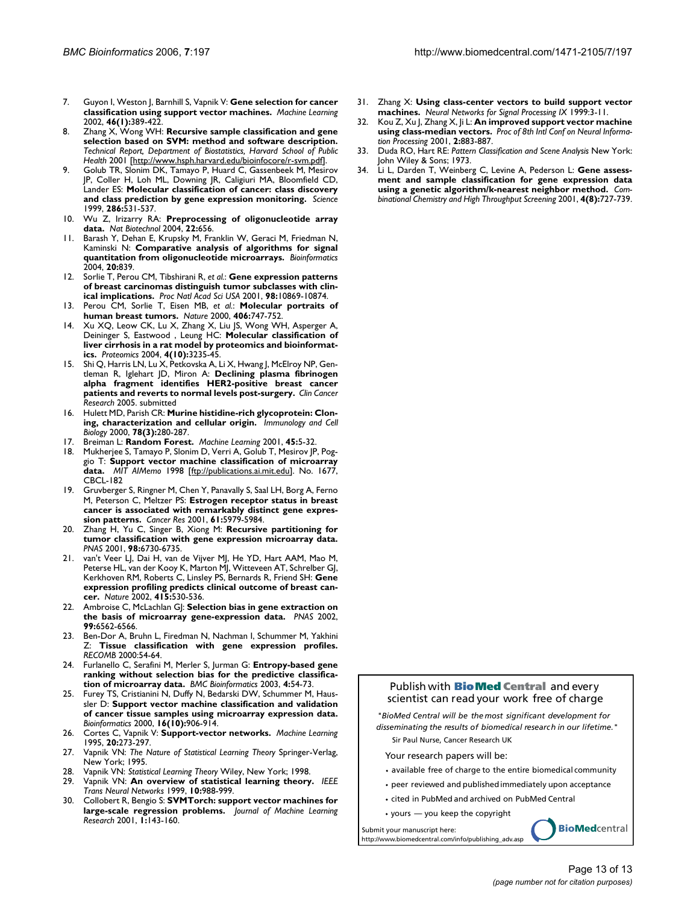7. Guyon I, Weston J, Barnhill S, Vapnik V: **Gene selection for cancer classification using support vector machines.** *Machine Learning* 2002, **46(1):**389-422.
8. Zhang X, Wong WH: **Recursive sample classification and gene selection based on SVM: method and software description.** *Technical Report, Department of Biostatistics, Harvard School of Public Health* 2001 [http://www.hsph.harvard.edu/bioinfocore/r-svm.pdf].
9. Golub TR, Slonim DK, Tamayo P, Huard C, Gassenbeek M, Mesirov JP, Coller H, Loh ML, Downing JR, Caligiuri MA, Bloomfield CD, Lander ES: **Molecular classification of cancer: class discovery and class prediction by gene expression monitoring.** *Science* 1999, **286:**531-537.
10. Wu Z, Irizarry RA: **Preprocessing of oligonucleotide array data.** *Nat Biotechnol* 2004, **22:**656.
11. Barash Y, Dehan E, Krupsky M, Franklin W, Geraci M, Friedman N, Kaminski N: **Comparative analysis of algorithms for signal quantitation from oligonucleotide microarrays.** *Bioinformatics* 2004, **20:**839.
12. Sorlie T, Perou CM, Tibshirani R, *et al.*: **Gene expression patterns of breast carcinomas distinguish tumor subclasses with clinical implications.** *Proc Natl Acad Sci USA* 2001, **98:**10869-10874.
13. Perou CM, Sorlie T, Eisen MB, *et al.*: **Molecular portraits of human breast tumors.** *Nature* 2000, **406:**747-752.
14. Xu XQ, Leow CK, Lu X, Zhang X, Liu JS, Wong WH, Asperger A, Deininger S, Eastwood , Leung HC: **Molecular classification of liver cirrhosis in a rat model by proteomics and bioinformatics.** *Proteomics* 2004, **4(10):**3235-45.
15. Shi Q, Harris LN, Lu X, Petkovska A, Li X, Hwang J, McElroy NP, Gentleman R, Iglehart JD, Miron A: **Declining plasma fibrinogen alpha fragment identifies HER2-positive breast cancer patients and reverts to normal levels post-surgery.** *Clin Cancer Research* 2005. submitted
16. Hulett MD, Parish CR: **Murine histidine-rich glycoprotein: Cloning, characterization and cellular origin.** *Immunology and Cell Biology* 2000, **78(3):**280-287.
17. Breiman L: **Random Forest.** *Machine Learning* 2001, **45:**5-32.
18. Mukherjee S, Tamayo P, Slonim D, Verri A, Golub T, Mesirov JP, Poggio T: **Support vector machine classification of microarray data.** *MIT AIMemo* 1998 [ftp://publications.ai.mit.edu]. No. 1677, CBCL-182
19. Gruvberger S, Ringner M, Chen Y, Panavally S, Saal LH, Borg A, Ferno M, Peterson C, Meltzer PS: **Estrogen receptor status in breast cancer is associated with remarkably distinct gene expression patterns.** *Cancer Res* 2001, **61:**5979-5984.
20. Zhang H, Yu C, Singer B, Xiong M: **Recursive partitioning for tumor classification with gene expression microarray data.** *PNAS* 2001, **98:**6730-6735.
21. van't Veer LJ, Dai H, van de Vijver MJ, He YD, Hart AAM, Mao M, Peterse HL, van der Kooy K, Marton MJ, Witteveen AT, Schrelber GJ, Kerkhoven RM, Roberts C, Linsley PS, Bernards R, Friend SH: **Gene expression profiling predicts clinical outcome of breast cancer.** *Nature* 2002, **415:**530-536.
22. Ambroise C, McLachlan GJ: **Selection bias in gene extraction on the basis of microarray gene-expression data.** *PNAS* 2002, **99:**6562-6566.
23. Ben-Dor A, Bruhn L, Firedman N, Nachman I, Schummer M, Yakhini Z: **Tissue classification with gene expression profiles.** *RECOMB* 2000:54-64.
24. Furlanello C, Serafini M, Merler S, Jurman G: **Entropy-based gene ranking without selection bias for the predictive classification of microarray data.** *BMC Bioinformatics* 2003, **4:**54-73.
25. Furey TS, Cristianini N, Duffy N, Bedarski DW, Schummer M, Haussler D: **Support vector machine classification and validation of cancer tissue samples using microarray expression data.** *Bioinformatics* 2000, **16(10):**906-914.
26. Cortes C, Vapnik V: **Support-vector networks.** *Machine Learning* 1995, **20:**273-297.
27. Vapnik VN: *The Nature of Statistical Learning Theory* Springer-Verlag, New York; 1995.
28. Vapnik VN: *Statistical Learning Theory* Wiley, New York; 1998.
29. Vapnik VN: **An overview of statistical learning theory.** *IEEE Trans Neural Networks* 1999, **10:**988-999.
30. Collobert R, Bengio S: **SVMTorch: support vector machines for large-scale regression problems.** *Journal of Machine Learning Research* 2001, **1:**143-160.
31. Zhang X: **Using class-center vectors to build support vector machines.** *Neural Networks for Signal Processing IX* 1999:3-11.
32. Kou Z, Xu J, Zhang X, Ji L: **An improved support vector machine using class-median vectors.** *Proc of 8th Intl Conf on Neural Information Processing* 2001, **2:**883-887.
33. Duda RO, Hart RE: *Pattern Classification and Scene Analysis* New York: John Wiley & Sons; 1973.
34. Li L, Darden T, Weinberg C, Levine A, Pederson L: **Gene assessment and sample classification for gene expression data using a genetic algorithm/k-nearest neighbor method.** *Combinational Chemistry and High Throughput Screening* 2001, **4(8):**727-739.

Publish with **BioMed Central** and every scientist can read your work free of charge

*"BioMed Central will be the most significant development for disseminating the results of biomedical research in our lifetime."*

Sir Paul Nurse, Cancer Research UK

Your research papers will be:

- available free of charge to the entire biomedical community
- peer reviewed and published immediately upon acceptance
- cited in PubMed and archived on PubMed Central
- yours — you keep the copyright

Submit your manuscript here:
http://www.biomedcentral.com/info/publishing_adv.asp

BioMedcentral